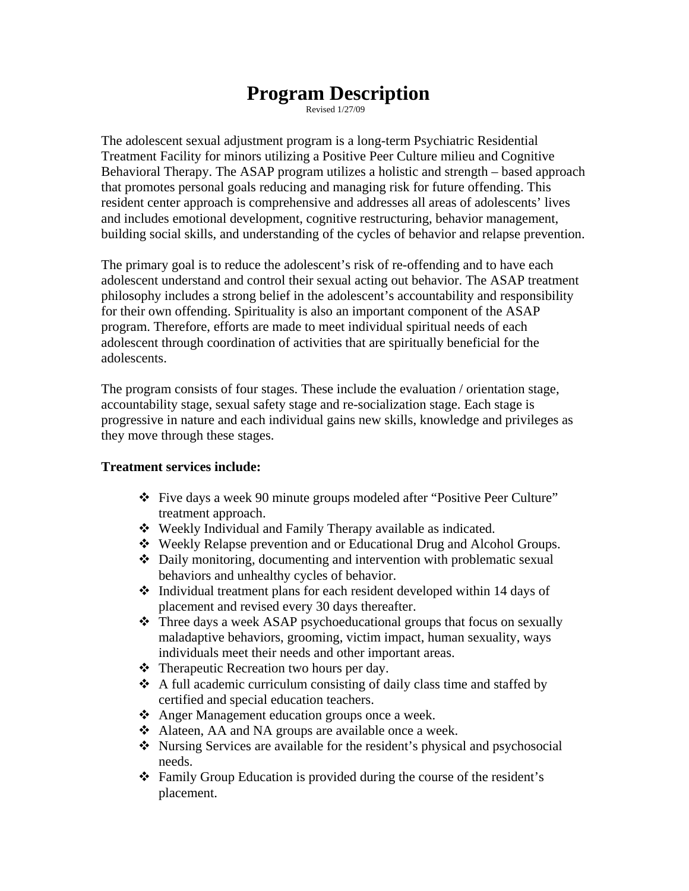# Program Description

Revised 1/27/09

The adolescent sexual adjustment program is a long-term Psychiatric Residential Treatment Facility for minors utilizing a Positive Peer Culture milieu and Cognitive Behavioral Therapy. The ASAP program utilizes a holistic and strength – based approach that promotes personal goals reducing and managing risk for future offending. This resident center approach is comprehensive and addresses all areas of adolescents' lives and includes emotional development, cognitive restructuring, behavior management, building social skills, and understanding of the cycles of behavior and relapse prevention.

The primary goal is to reduce the adolescent's risk of re-offending and to have each adolescent understand and control their sexual acting out behavior. The ASAP treatment philosophy includes a strong belief in the adolescent's accountability and responsibility for their own offending. Spirituality is also an important component of the ASAP program. Therefore, efforts are made to meet individual spiritual needs of each adolescent through coordination of activities that are spiritually beneficial for the adolescents.

The program consists of four stages. These include the evaluation / orientation stage, accountability stage, sexual safety stage and re-socialization stage. Each stage is progressive in nature and each individual gains new skills, knowledge and privileges as they move through these stages.

**Treatment services include:**

- Five days a week 90 minute groups modeled after "Positive Peer Culture" treatment approach.
- Weekly Individual and Family Therapy available as indicated.
- Weekly Relapse prevention and or Educational Drug and Alcohol Groups.
- Daily monitoring, documenting and intervention with problematic sexual behaviors and unhealthy cycles of behavior.
- Individual treatment plans for each resident developed within 14 days of placement and revised every 30 days thereafter.
- Three days a week ASAP psychoeducational groups that focus on sexually maladaptive behaviors, grooming, victim impact, human sexuality, ways individuals meet their needs and other important areas.
- Therapeutic Recreation two hours per day.
- A full academic curriculum consisting of daily class time and staffed by certified and special education teachers.
- Anger Management education groups once a week.
- Alateen, AA and NA groups are available once a week.
- Nursing Services are available for the resident's physical and psychosocial needs.
- Family Group Education is provided during the course of the resident's placement.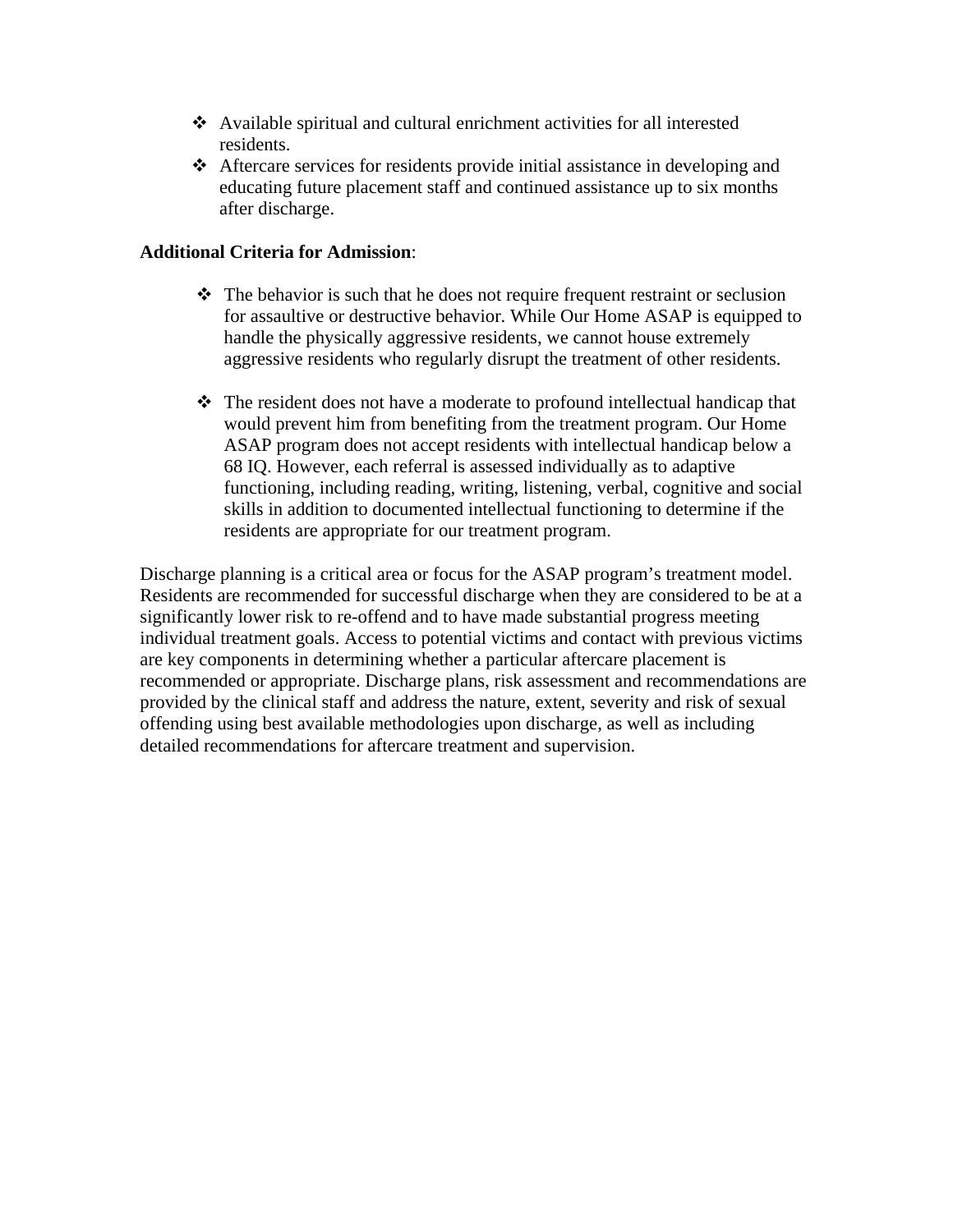- Available spiritual and cultural enrichment activities for all interested residents.
- Aftercare services for residents provide initial assistance in developing and educating future placement staff and continued assistance up to six months after discharge.

**Additional Criteria for Admission**:

- The behavior is such that he does not require frequent restraint or seclusion for assaultive or destructive behavior. While Our Home ASAP is equipped to handle the physically aggressive residents, we cannot house extremely aggressive residents who regularly disrupt the treatment of other residents.

- The resident does not have a moderate to profound intellectual handicap that would prevent him from benefiting from the treatment program. Our Home ASAP program does not accept residents with intellectual handicap below a 68 IQ. However, each referral is assessed individually as to adaptive functioning, including reading, writing, listening, verbal, cognitive and social skills in addition to documented intellectual functioning to determine if the residents are appropriate for our treatment program.

Discharge planning is a critical area or focus for the ASAP program's treatment model. Residents are recommended for successful discharge when they are considered to be at a significantly lower risk to re-offend and to have made substantial progress meeting individual treatment goals. Access to potential victims and contact with previous victims are key components in determining whether a particular aftercare placement is recommended or appropriate. Discharge plans, risk assessment and recommendations are provided by the clinical staff and address the nature, extent, severity and risk of sexual offending using best available methodologies upon discharge, as well as including detailed recommendations for aftercare treatment and supervision.